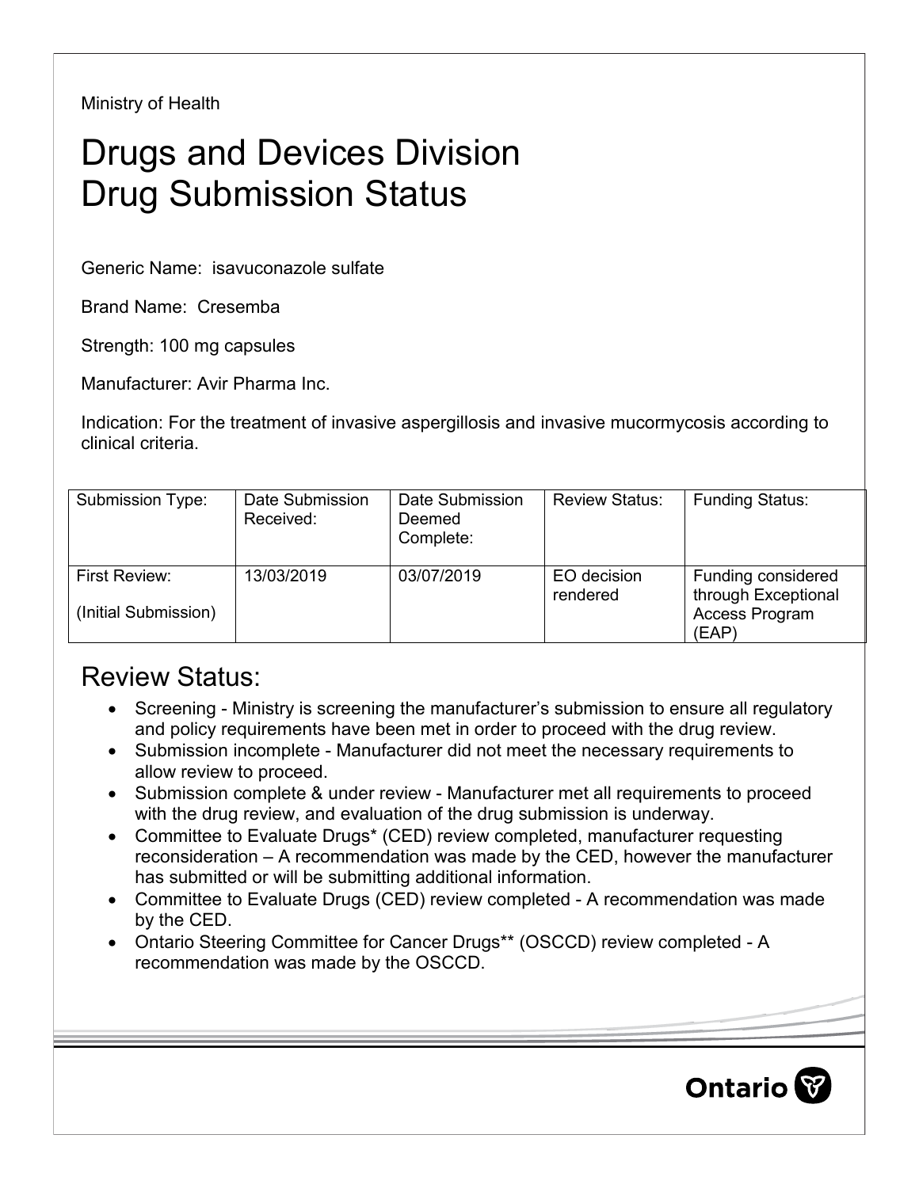Ministry of Health

# Drugs and Devices Division
# Drug Submission Status

Generic Name: isavuconazole sulfate

Brand Name: Cresemba

Strength: 100 mg capsules

Manufacturer: Avir Pharma Inc.

Indication: For the treatment of invasive aspergillosis and invasive mucormycosis according to clinical criteria.

| Submission Type: | Date Submission Received: | Date Submission Deemed Complete: | Review Status: | Funding Status: |
|---|---|---|---|---|
| First Review: (Initial Submission) | 13/03/2019 | 03/07/2019 | EO decision rendered | Funding considered through Exceptional Access Program (EAP) |

## Review Status:

- Screening - Ministry is screening the manufacturer's submission to ensure all regulatory and policy requirements have been met in order to proceed with the drug review.
- Submission incomplete - Manufacturer did not meet the necessary requirements to allow review to proceed.
- Submission complete & under review - Manufacturer met all requirements to proceed with the drug review, and evaluation of the drug submission is underway.
- Committee to Evaluate Drugs* (CED) review completed, manufacturer requesting reconsideration – A recommendation was made by the CED, however the manufacturer has submitted or will be submitting additional information.
- Committee to Evaluate Drugs (CED) review completed - A recommendation was made by the CED.
- Ontario Steering Committee for Cancer Drugs** (OSCCD) review completed - A recommendation was made by the OSCCD.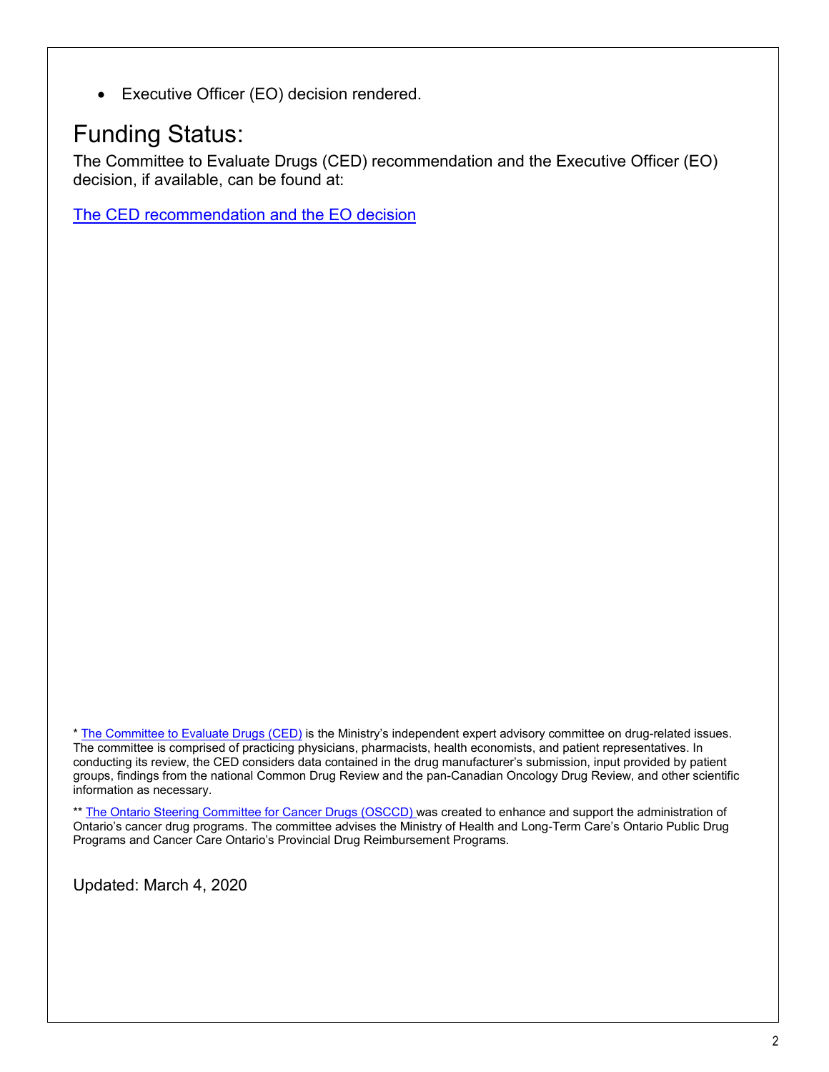- Executive Officer (EO) decision rendered.

# Funding Status:

The Committee to Evaluate Drugs (CED) recommendation and the Executive Officer (EO) decision, if available, can be found at:

The CED recommendation and the EO decision

* The Committee to Evaluate Drugs (CED) is the Ministry's independent expert advisory committee on drug-related issues. The committee is comprised of practicing physicians, pharmacists, health economists, and patient representatives. In conducting its review, the CED considers data contained in the drug manufacturer's submission, input provided by patient groups, findings from the national Common Drug Review and the pan-Canadian Oncology Drug Review, and other scientific information as necessary.

** The Ontario Steering Committee for Cancer Drugs (OSCCD) was created to enhance and support the administration of Ontario's cancer drug programs. The committee advises the Ministry of Health and Long-Term Care's Ontario Public Drug Programs and Cancer Care Ontario's Provincial Drug Reimbursement Programs.

Updated: March 4, 2020